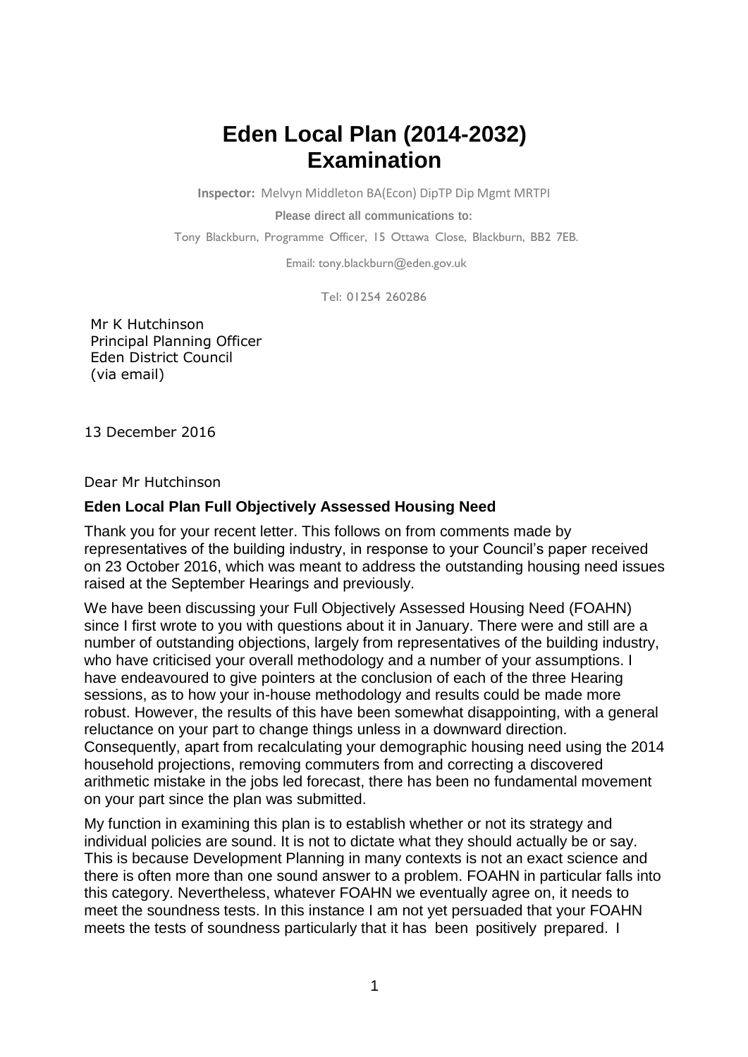# Eden Local Plan (2014-2032) Examination

**Inspector:** Melvyn Middleton BA(Econ) DipTP Dip Mgmt MRTPI

**Please direct all communications to:**

Tony Blackburn, Programme Officer, 15 Ottawa Close, Blackburn, BB2 7EB.

Email: tony.blackburn@eden.gov.uk

Tel: 01254 260286

Mr K Hutchinson
Principal Planning Officer
Eden District Council
(via email)

13 December 2016

Dear Mr Hutchinson

**Eden Local Plan Full Objectively Assessed Housing Need**

Thank you for your recent letter. This follows on from comments made by representatives of the building industry, in response to your Council's paper received on 23 October 2016, which was meant to address the outstanding housing need issues raised at the September Hearings and previously.

We have been discussing your Full Objectively Assessed Housing Need (FOAHN) since I first wrote to you with questions about it in January. There were and still are a number of outstanding objections, largely from representatives of the building industry, who have criticised your overall methodology and a number of your assumptions. I have endeavoured to give pointers at the conclusion of each of the three Hearing sessions, as to how your in-house methodology and results could be made more robust. However, the results of this have been somewhat disappointing, with a general reluctance on your part to change things unless in a downward direction. Consequently, apart from recalculating your demographic housing need using the 2014 household projections, removing commuters from and correcting a discovered arithmetic mistake in the jobs led forecast, there has been no fundamental movement on your part since the plan was submitted.

My function in examining this plan is to establish whether or not its strategy and individual policies are sound. It is not to dictate what they should actually be or say. This is because Development Planning in many contexts is not an exact science and there is often more than one sound answer to a problem. FOAHN in particular falls into this category. Nevertheless, whatever FOAHN we eventually agree on, it needs to meet the soundness tests. In this instance I am not yet persuaded that your FOAHN meets the tests of soundness particularly that it has been positively prepared. I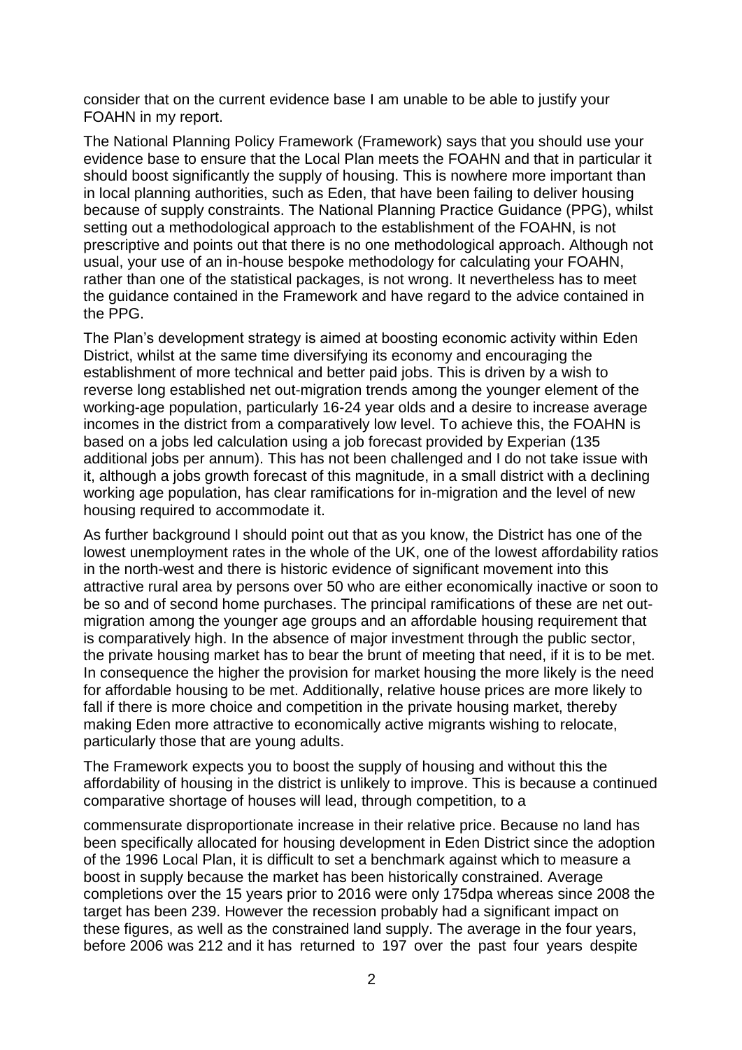consider that on the current evidence base I am unable to be able to justify your FOAHN in my report.

The National Planning Policy Framework (Framework) says that you should use your evidence base to ensure that the Local Plan meets the FOAHN and that in particular it should boost significantly the supply of housing. This is nowhere more important than in local planning authorities, such as Eden, that have been failing to deliver housing because of supply constraints. The National Planning Practice Guidance (PPG), whilst setting out a methodological approach to the establishment of the FOAHN, is not prescriptive and points out that there is no one methodological approach. Although not usual, your use of an in-house bespoke methodology for calculating your FOAHN, rather than one of the statistical packages, is not wrong. It nevertheless has to meet the guidance contained in the Framework and have regard to the advice contained in the PPG.

The Plan's development strategy is aimed at boosting economic activity within Eden District, whilst at the same time diversifying its economy and encouraging the establishment of more technical and better paid jobs. This is driven by a wish to reverse long established net out-migration trends among the younger element of the working-age population, particularly 16-24 year olds and a desire to increase average incomes in the district from a comparatively low level. To achieve this, the FOAHN is based on a jobs led calculation using a job forecast provided by Experian (135 additional jobs per annum). This has not been challenged and I do not take issue with it, although a jobs growth forecast of this magnitude, in a small district with a declining working age population, has clear ramifications for in-migration and the level of new housing required to accommodate it.

As further background I should point out that as you know, the District has one of the lowest unemployment rates in the whole of the UK, one of the lowest affordability ratios in the north-west and there is historic evidence of significant movement into this attractive rural area by persons over 50 who are either economically inactive or soon to be so and of second home purchases. The principal ramifications of these are net out-migration among the younger age groups and an affordable housing requirement that is comparatively high. In the absence of major investment through the public sector, the private housing market has to bear the brunt of meeting that need, if it is to be met. In consequence the higher the provision for market housing the more likely is the need for affordable housing to be met. Additionally, relative house prices are more likely to fall if there is more choice and competition in the private housing market, thereby making Eden more attractive to economically active migrants wishing to relocate, particularly those that are young adults.

The Framework expects you to boost the supply of housing and without this the affordability of housing in the district is unlikely to improve. This is because a continued comparative shortage of houses will lead, through competition, to a commensurate disproportionate increase in their relative price. Because no land has been specifically allocated for housing development in Eden District since the adoption of the 1996 Local Plan, it is difficult to set a benchmark against which to measure a boost in supply because the market has been historically constrained. Average completions over the 15 years prior to 2016 were only 175dpa whereas since 2008 the target has been 239. However the recession probably had a significant impact on these figures, as well as the constrained land supply. The average in the four years, before 2006 was 212 and it has returned to 197 over the past four years despite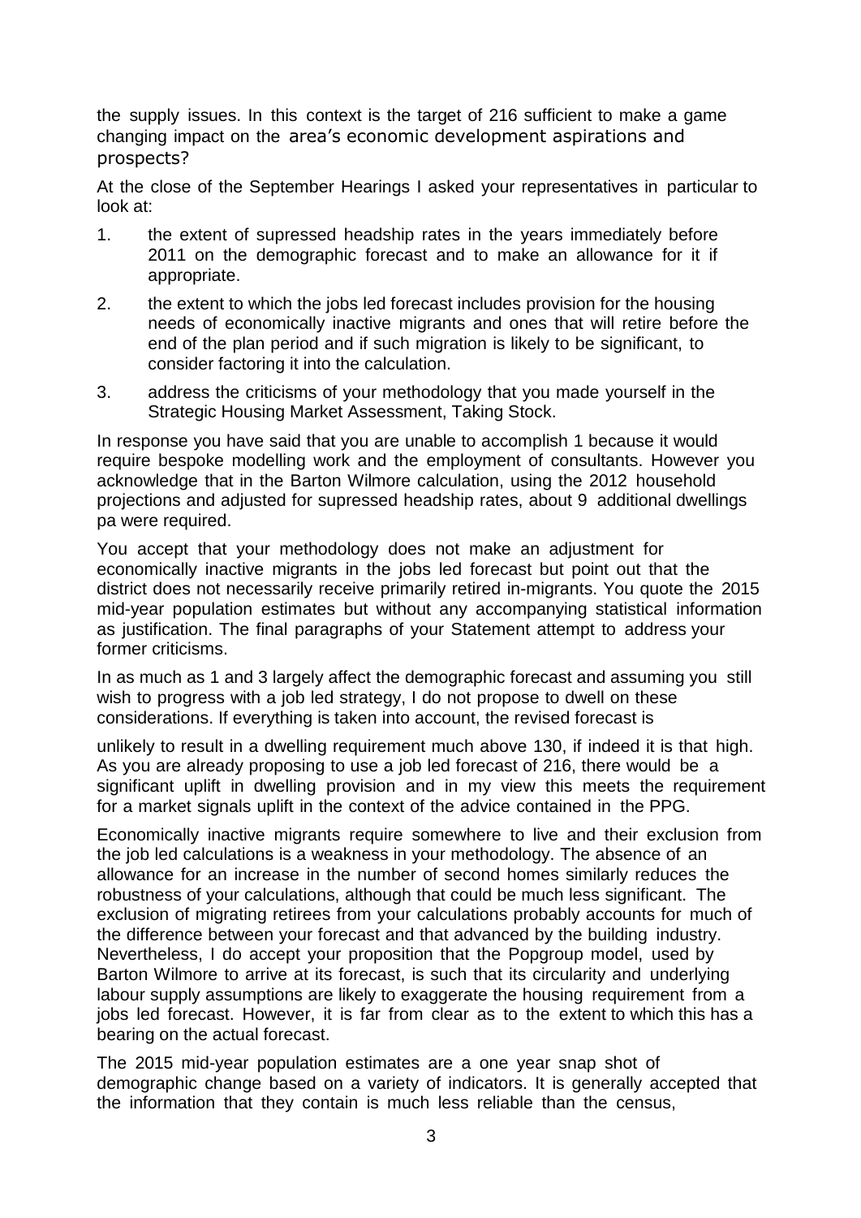the supply issues. In this context is the target of 216 sufficient to make a game changing impact on the area's economic development aspirations and prospects?

At the close of the September Hearings I asked your representatives in particular to look at:

1. the extent of supressed headship rates in the years immediately before 2011 on the demographic forecast and to make an allowance for it if appropriate.
2. the extent to which the jobs led forecast includes provision for the housing needs of economically inactive migrants and ones that will retire before the end of the plan period and if such migration is likely to be significant, to consider factoring it into the calculation.
3. address the criticisms of your methodology that you made yourself in the Strategic Housing Market Assessment, Taking Stock.

In response you have said that you are unable to accomplish 1 because it would require bespoke modelling work and the employment of consultants. However you acknowledge that in the Barton Wilmore calculation, using the 2012 household projections and adjusted for supressed headship rates, about 9 additional dwellings pa were required.

You accept that your methodology does not make an adjustment for economically inactive migrants in the jobs led forecast but point out that the district does not necessarily receive primarily retired in-migrants. You quote the 2015 mid-year population estimates but without any accompanying statistical information as justification. The final paragraphs of your Statement attempt to address your former criticisms.

In as much as 1 and 3 largely affect the demographic forecast and assuming you still wish to progress with a job led strategy, I do not propose to dwell on these considerations. If everything is taken into account, the revised forecast is unlikely to result in a dwelling requirement much above 130, if indeed it is that high. As you are already proposing to use a job led forecast of 216, there would be a significant uplift in dwelling provision and in my view this meets the requirement for a market signals uplift in the context of the advice contained in the PPG.

Economically inactive migrants require somewhere to live and their exclusion from the job led calculations is a weakness in your methodology. The absence of an allowance for an increase in the number of second homes similarly reduces the robustness of your calculations, although that could be much less significant. The exclusion of migrating retirees from your calculations probably accounts for much of the difference between your forecast and that advanced by the building industry. Nevertheless, I do accept your proposition that the Popgroup model, used by Barton Wilmore to arrive at its forecast, is such that its circularity and underlying labour supply assumptions are likely to exaggerate the housing requirement from a jobs led forecast. However, it is far from clear as to the extent to which this has a bearing on the actual forecast.

The 2015 mid-year population estimates are a one year snap shot of demographic change based on a variety of indicators. It is generally accepted that the information that they contain is much less reliable than the census,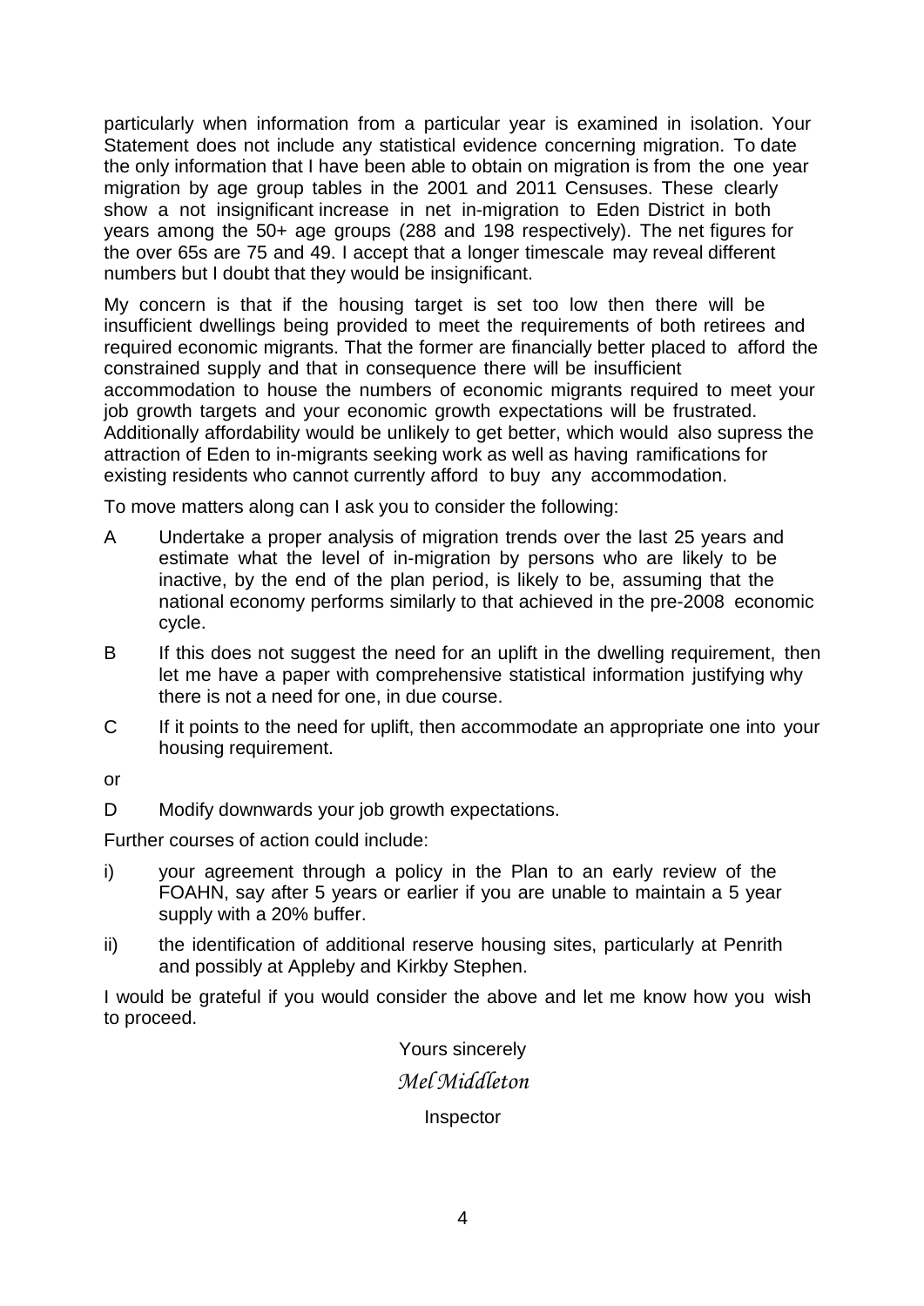particularly when information from a particular year is examined in isolation. Your Statement does not include any statistical evidence concerning migration. To date the only information that I have been able to obtain on migration is from the one year migration by age group tables in the 2001 and 2011 Censuses. These clearly show a not insignificant increase in net in-migration to Eden District in both years among the 50+ age groups (288 and 198 respectively). The net figures for the over 65s are 75 and 49. I accept that a longer timescale may reveal different numbers but I doubt that they would be insignificant.

My concern is that if the housing target is set too low then there will be insufficient dwellings being provided to meet the requirements of both retirees and required economic migrants. That the former are financially better placed to afford the constrained supply and that in consequence there will be insufficient accommodation to house the numbers of economic migrants required to meet your job growth targets and your economic growth expectations will be frustrated. Additionally affordability would be unlikely to get better, which would also supress the attraction of Eden to in-migrants seeking work as well as having ramifications for existing residents who cannot currently afford to buy any accommodation.

To move matters along can I ask you to consider the following:

A Undertake a proper analysis of migration trends over the last 25 years and estimate what the level of in-migration by persons who are likely to be inactive, by the end of the plan period, is likely to be, assuming that the national economy performs similarly to that achieved in the pre-2008 economic cycle.

B If this does not suggest the need for an uplift in the dwelling requirement, then let me have a paper with comprehensive statistical information justifying why there is not a need for one, in due course.

C If it points to the need for uplift, then accommodate an appropriate one into your housing requirement.

or

D Modify downwards your job growth expectations.

Further courses of action could include:

i) your agreement through a policy in the Plan to an early review of the FOAHN, say after 5 years or earlier if you are unable to maintain a 5 year supply with a 20% buffer.

ii) the identification of additional reserve housing sites, particularly at Penrith and possibly at Appleby and Kirkby Stephen.

I would be grateful if you would consider the above and let me know how you wish to proceed.

Yours sincerely

*Mel Middleton*

Inspector